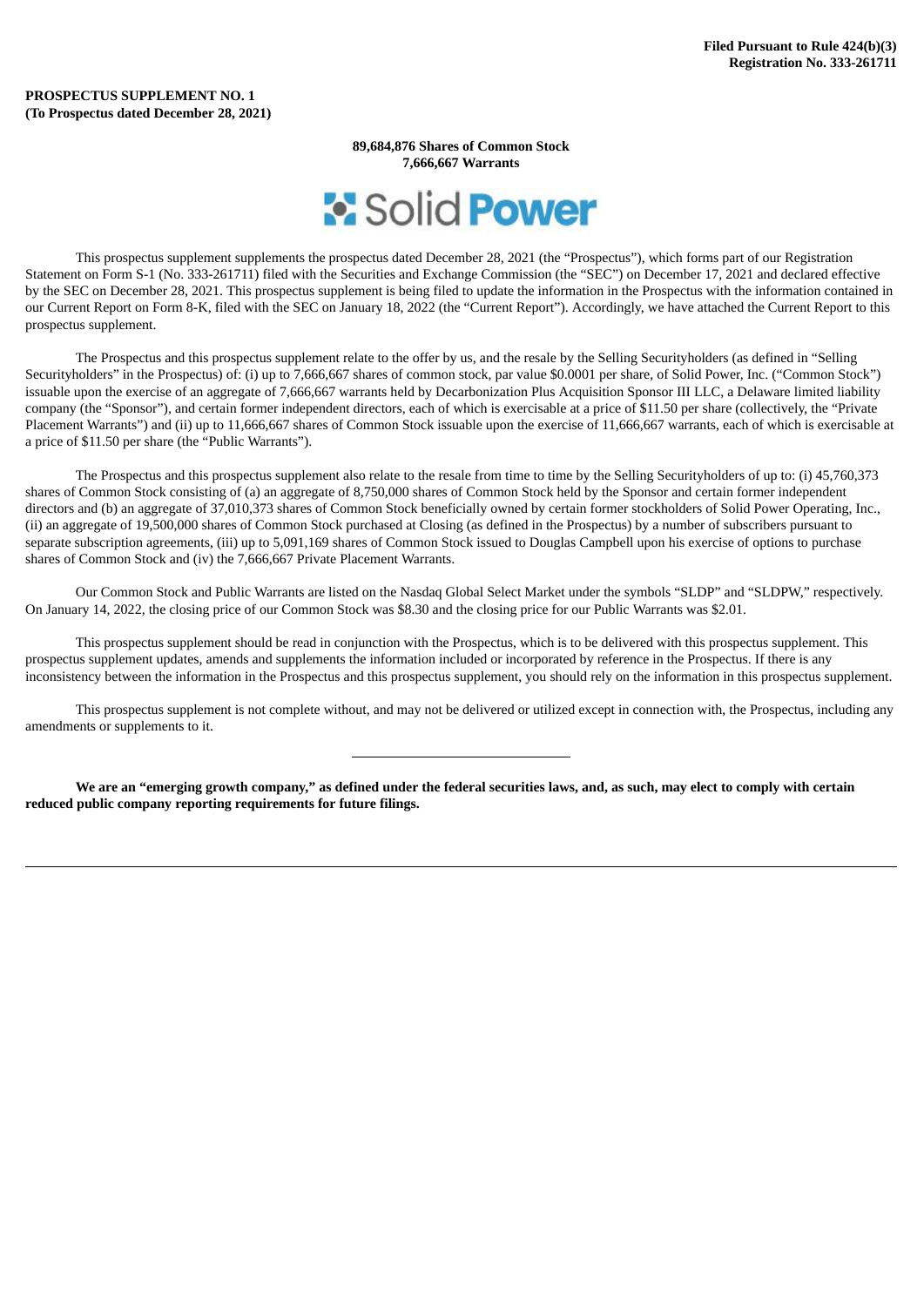**Filed Pursuant to Rule 424(b)(3)**
**Registration No. 333-261711**

**PROSPECTUS SUPPLEMENT NO. 1**
**(To Prospectus dated December 28, 2021)**

**89,684,876 Shares of Common Stock**
**7,666,667 Warrants**

**Solid Power**

This prospectus supplement supplements the prospectus dated December 28, 2021 (the "Prospectus"), which forms part of our Registration Statement on Form S-1 (No. 333-261711) filed with the Securities and Exchange Commission (the "SEC") on December 17, 2021 and declared effective by the SEC on December 28, 2021. This prospectus supplement is being filed to update the information in the Prospectus with the information contained in our Current Report on Form 8-K, filed with the SEC on January 18, 2022 (the "Current Report"). Accordingly, we have attached the Current Report to this prospectus supplement.

The Prospectus and this prospectus supplement relate to the offer by us, and the resale by the Selling Securityholders (as defined in "Selling Securityholders" in the Prospectus) of: (i) up to 7,666,667 shares of common stock, par value $0.0001 per share, of Solid Power, Inc. ("Common Stock") issuable upon the exercise of an aggregate of 7,666,667 warrants held by Decarbonization Plus Acquisition Sponsor III LLC, a Delaware limited liability company (the "Sponsor"), and certain former independent directors, each of which is exercisable at a price of $11.50 per share (collectively, the "Private Placement Warrants") and (ii) up to 11,666,667 shares of Common Stock issuable upon the exercise of 11,666,667 warrants, each of which is exercisable at a price of $11.50 per share (the "Public Warrants").

The Prospectus and this prospectus supplement also relate to the resale from time to time by the Selling Securityholders of up to: (i) 45,760,373 shares of Common Stock consisting of (a) an aggregate of 8,750,000 shares of Common Stock held by the Sponsor and certain former independent directors and (b) an aggregate of 37,010,373 shares of Common Stock beneficially owned by certain former stockholders of Solid Power Operating, Inc., (ii) an aggregate of 19,500,000 shares of Common Stock purchased at Closing (as defined in the Prospectus) by a number of subscribers pursuant to separate subscription agreements, (iii) up to 5,091,169 shares of Common Stock issued to Douglas Campbell upon his exercise of options to purchase shares of Common Stock and (iv) the 7,666,667 Private Placement Warrants.

Our Common Stock and Public Warrants are listed on the Nasdaq Global Select Market under the symbols "SLDP" and "SLDPW," respectively. On January 14, 2022, the closing price of our Common Stock was $8.30 and the closing price for our Public Warrants was $2.01.

This prospectus supplement should be read in conjunction with the Prospectus, which is to be delivered with this prospectus supplement. This prospectus supplement updates, amends and supplements the information included or incorporated by reference in the Prospectus. If there is any inconsistency between the information in the Prospectus and this prospectus supplement, you should rely on the information in this prospectus supplement.

This prospectus supplement is not complete without, and may not be delivered or utilized except in connection with, the Prospectus, including any amendments or supplements to it.

---

**We are an "emerging growth company," as defined under the federal securities laws, and, as such, may elect to comply with certain reduced public company reporting requirements for future filings.**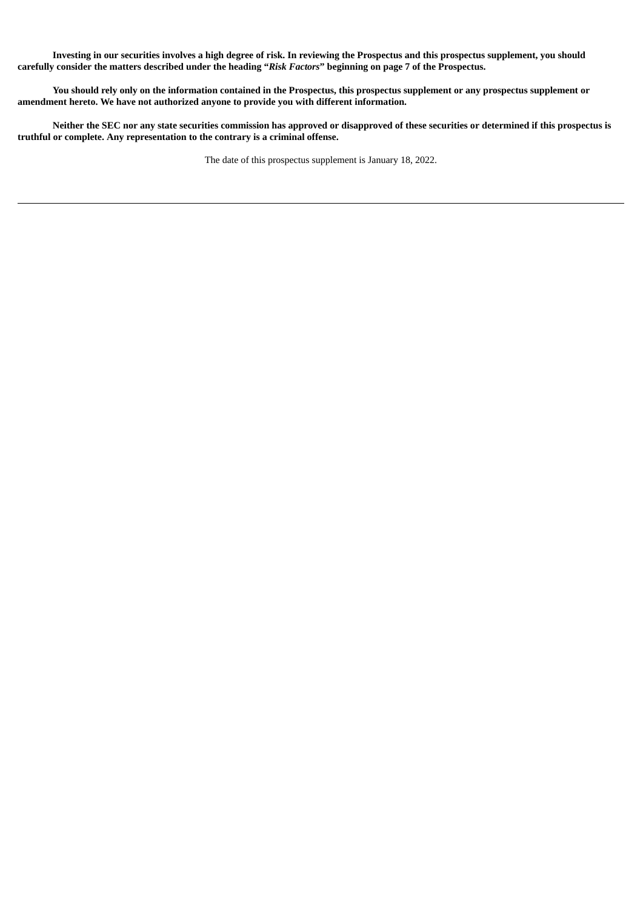**Investing in our securities involves a high degree of risk. In reviewing the Prospectus and this prospectus supplement, you should carefully consider the matters described under the heading "*Risk Factors*" beginning on page 7 of the Prospectus.**

**You should rely only on the information contained in the Prospectus, this prospectus supplement or any prospectus supplement or amendment hereto. We have not authorized anyone to provide you with different information.**

**Neither the SEC nor any state securities commission has approved or disapproved of these securities or determined if this prospectus is truthful or complete. Any representation to the contrary is a criminal offense.**

The date of this prospectus supplement is January 18, 2022.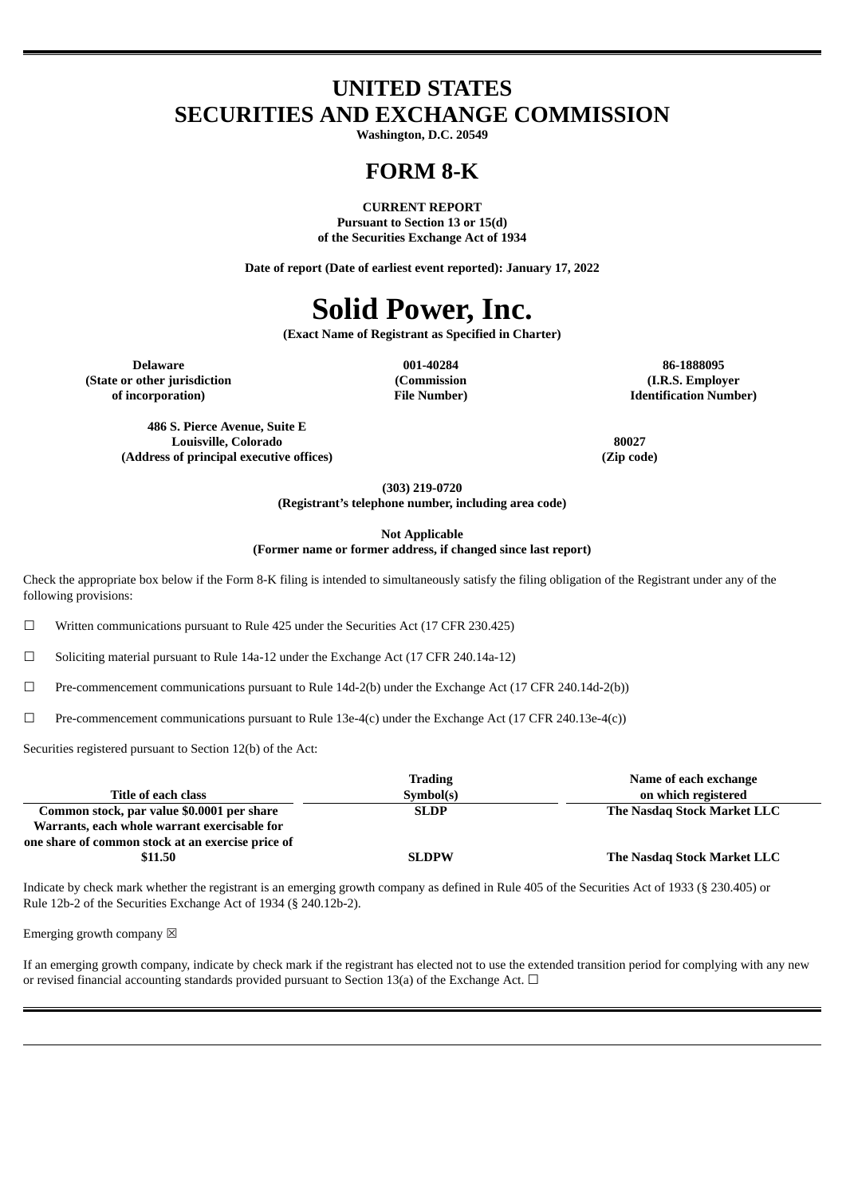# UNITED STATES
# SECURITIES AND EXCHANGE COMMISSION

**Washington, D.C. 20549**

# FORM 8-K

**CURRENT REPORT**
**Pursuant to Section 13 or 15(d)**
**of the Securities Exchange Act of 1934**

**Date of report (Date of earliest event reported): January 17, 2022**

# Solid Power, Inc.

**(Exact Name of Registrant as Specified in Charter)**

| Delaware | 001-40284 | 86-1888095 |
|---|---|---|
| (State or other jurisdiction of incorporation) | (Commission File Number) | (I.R.S. Employer Identification Number) |

| 486 S. Pierce Avenue, Suite E Louisville, Colorado | 80027 |
|---|---|
| (Address of principal executive offices) | (Zip code) |

**(303) 219-0720**
**(Registrant's telephone number, including area code)**

**Not Applicable**
**(Former name or former address, if changed since last report)**

Check the appropriate box below if the Form 8-K filing is intended to simultaneously satisfy the filing obligation of the Registrant under any of the following provisions:

☐ Written communications pursuant to Rule 425 under the Securities Act (17 CFR 230.425)

☐ Soliciting material pursuant to Rule 14a-12 under the Exchange Act (17 CFR 240.14a-12)

☐ Pre-commencement communications pursuant to Rule 14d-2(b) under the Exchange Act (17 CFR 240.14d-2(b))

☐ Pre-commencement communications pursuant to Rule 13e-4(c) under the Exchange Act (17 CFR 240.13e-4(c))

Securities registered pursuant to Section 12(b) of the Act:

| Title of each class | Trading Symbol(s) | Name of each exchange on which registered |
|---|---|---|
| Common stock, par value $0.0001 per share | SLDP | The Nasdaq Stock Market LLC |
| Warrants, each whole warrant exercisable for one share of common stock at an exercise price of $11.50 | SLDPW | The Nasdaq Stock Market LLC |

Indicate by check mark whether the registrant is an emerging growth company as defined in Rule 405 of the Securities Act of 1933 (§ 230.405) or Rule 12b-2 of the Securities Exchange Act of 1934 (§ 240.12b-2).

Emerging growth company ☒

If an emerging growth company, indicate by check mark if the registrant has elected not to use the extended transition period for complying with any new or revised financial accounting standards provided pursuant to Section 13(a) of the Exchange Act. ☐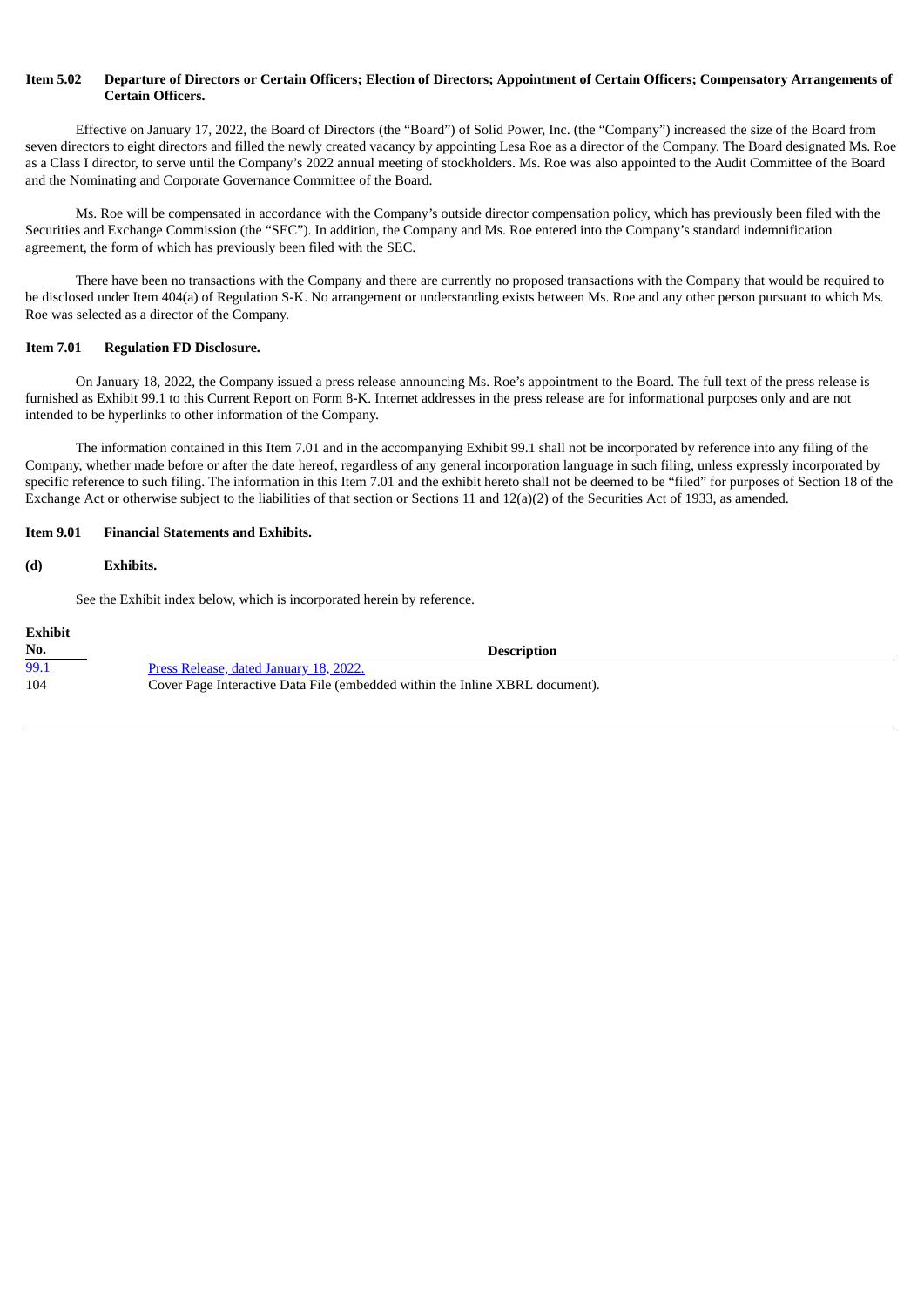**Item 5.02 Departure of Directors or Certain Officers; Election of Directors; Appointment of Certain Officers; Compensatory Arrangements of Certain Officers.**

Effective on January 17, 2022, the Board of Directors (the "Board") of Solid Power, Inc. (the "Company") increased the size of the Board from seven directors to eight directors and filled the newly created vacancy by appointing Lesa Roe as a director of the Company. The Board designated Ms. Roe as a Class I director, to serve until the Company's 2022 annual meeting of stockholders. Ms. Roe was also appointed to the Audit Committee of the Board and the Nominating and Corporate Governance Committee of the Board.

Ms. Roe will be compensated in accordance with the Company's outside director compensation policy, which has previously been filed with the Securities and Exchange Commission (the "SEC"). In addition, the Company and Ms. Roe entered into the Company's standard indemnification agreement, the form of which has previously been filed with the SEC.

There have been no transactions with the Company and there are currently no proposed transactions with the Company that would be required to be disclosed under Item 404(a) of Regulation S-K. No arrangement or understanding exists between Ms. Roe and any other person pursuant to which Ms. Roe was selected as a director of the Company.

**Item 7.01 Regulation FD Disclosure.**

On January 18, 2022, the Company issued a press release announcing Ms. Roe's appointment to the Board. The full text of the press release is furnished as Exhibit 99.1 to this Current Report on Form 8-K. Internet addresses in the press release are for informational purposes only and are not intended to be hyperlinks to other information of the Company.

The information contained in this Item 7.01 and in the accompanying Exhibit 99.1 shall not be incorporated by reference into any filing of the Company, whether made before or after the date hereof, regardless of any general incorporation language in such filing, unless expressly incorporated by specific reference to such filing. The information in this Item 7.01 and the exhibit hereto shall not be deemed to be "filed" for purposes of Section 18 of the Exchange Act or otherwise subject to the liabilities of that section or Sections 11 and 12(a)(2) of the Securities Act of 1933, as amended.

**Item 9.01 Financial Statements and Exhibits.**

**(d) Exhibits.**

See the Exhibit index below, which is incorporated herein by reference.

| Exhibit No. | Description |
|---|---|
| 99.1 | Press Release, dated January 18, 2022. |
| 104 | Cover Page Interactive Data File (embedded within the Inline XBRL document). |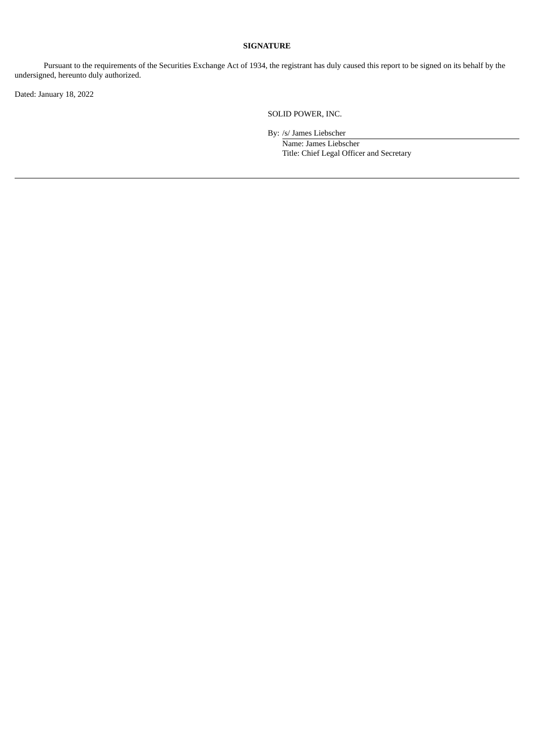**SIGNATURE**

Pursuant to the requirements of the Securities Exchange Act of 1934, the registrant has duly caused this report to be signed on its behalf by the undersigned, hereunto duly authorized.

Dated: January 18, 2022

SOLID POWER, INC.

By: /s/ James Liebscher
Name: James Liebscher
Title: Chief Legal Officer and Secretary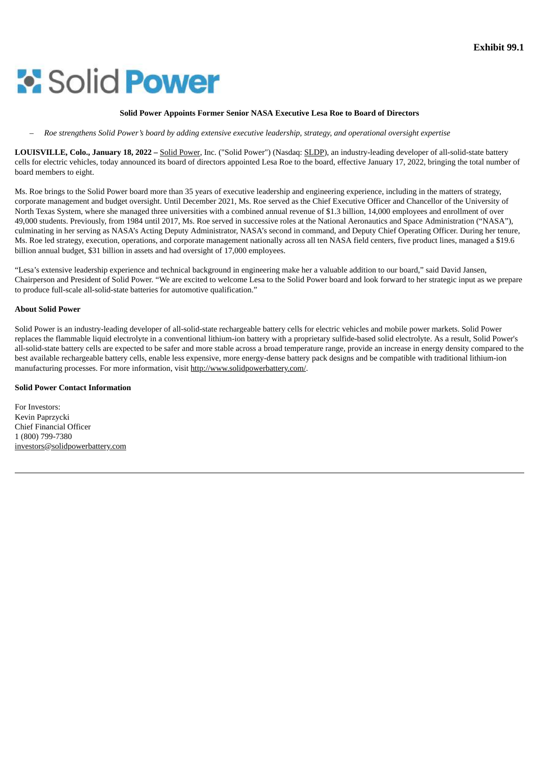**Exhibit 99.1**

Solid Power

**Solid Power Appoints Former Senior NASA Executive Lesa Roe to Board of Directors**

– *Roe strengthens Solid Power's board by adding extensive executive leadership, strategy, and operational oversight expertise*

**LOUISVILLE, Colo., January 18, 2022 –** Solid Power, Inc. ("Solid Power") (Nasdaq: SLDP), an industry-leading developer of all-solid-state battery cells for electric vehicles, today announced its board of directors appointed Lesa Roe to the board, effective January 17, 2022, bringing the total number of board members to eight.

Ms. Roe brings to the Solid Power board more than 35 years of executive leadership and engineering experience, including in the matters of strategy, corporate management and budget oversight. Until December 2021, Ms. Roe served as the Chief Executive Officer and Chancellor of the University of North Texas System, where she managed three universities with a combined annual revenue of $1.3 billion, 14,000 employees and enrollment of over 49,000 students. Previously, from 1984 until 2017, Ms. Roe served in successive roles at the National Aeronautics and Space Administration ("NASA"), culminating in her serving as NASA's Acting Deputy Administrator, NASA's second in command, and Deputy Chief Operating Officer. During her tenure, Ms. Roe led strategy, execution, operations, and corporate management nationally across all ten NASA field centers, five product lines, managed a $19.6 billion annual budget, $31 billion in assets and had oversight of 17,000 employees.

"Lesa's extensive leadership experience and technical background in engineering make her a valuable addition to our board," said David Jansen, Chairperson and President of Solid Power. "We are excited to welcome Lesa to the Solid Power board and look forward to her strategic input as we prepare to produce full-scale all-solid-state batteries for automotive qualification."

**About Solid Power**

Solid Power is an industry-leading developer of all-solid-state rechargeable battery cells for electric vehicles and mobile power markets. Solid Power replaces the flammable liquid electrolyte in a conventional lithium-ion battery with a proprietary sulfide-based solid electrolyte. As a result, Solid Power's all-solid-state battery cells are expected to be safer and more stable across a broad temperature range, provide an increase in energy density compared to the best available rechargeable battery cells, enable less expensive, more energy-dense battery pack designs and be compatible with traditional lithium-ion manufacturing processes. For more information, visit http://www.solidpowerbattery.com/.

**Solid Power Contact Information**

For Investors:
Kevin Paprzycki
Chief Financial Officer
1 (800) 799-7380
investors@solidpowerbattery.com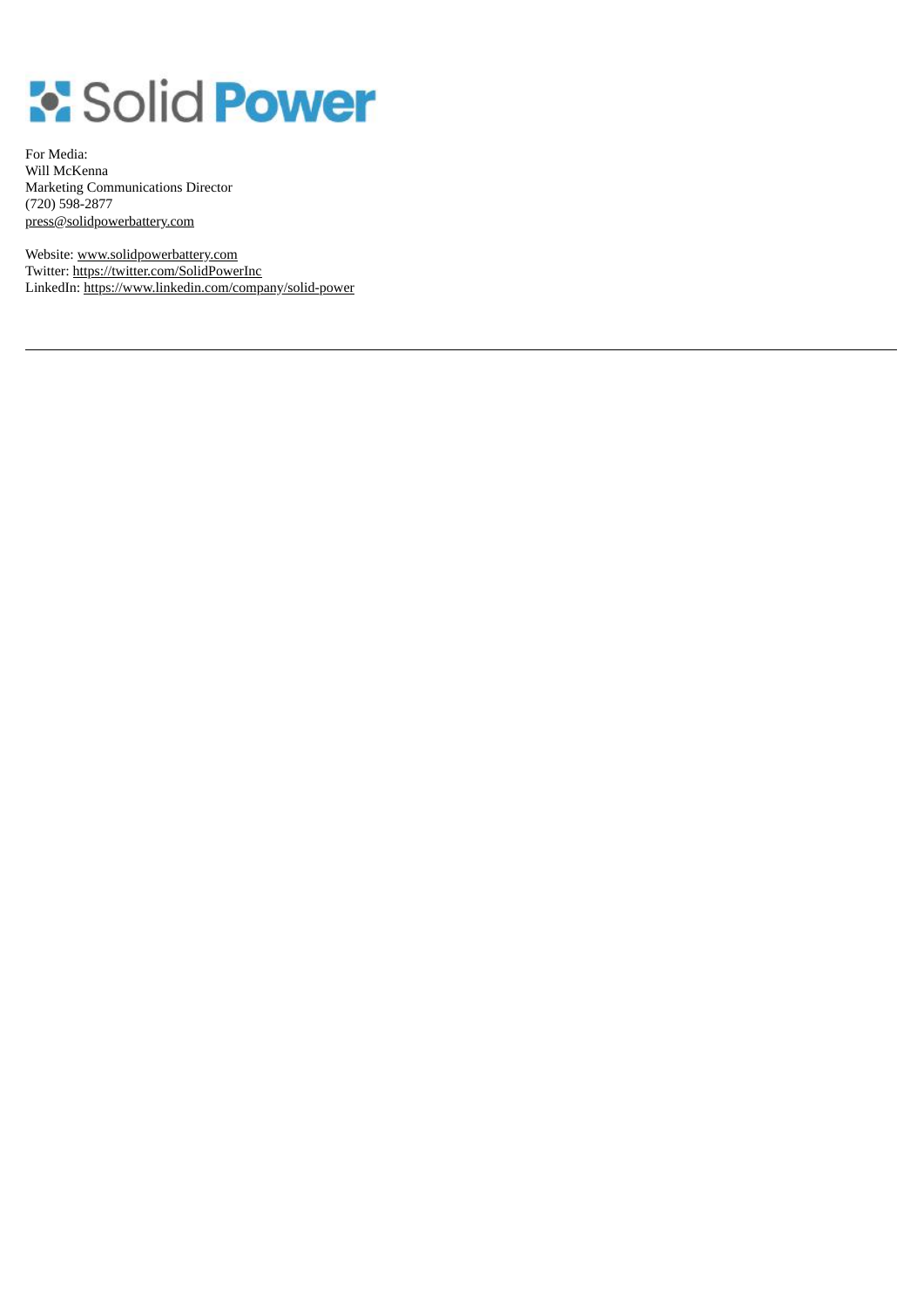Solid Power

For Media:
Will McKenna
Marketing Communications Director
(720) 598-2877
press@solidpowerbattery.com

Website: www.solidpowerbattery.com
Twitter: https://twitter.com/SolidPowerInc
LinkedIn: https://www.linkedin.com/company/solid-power

---